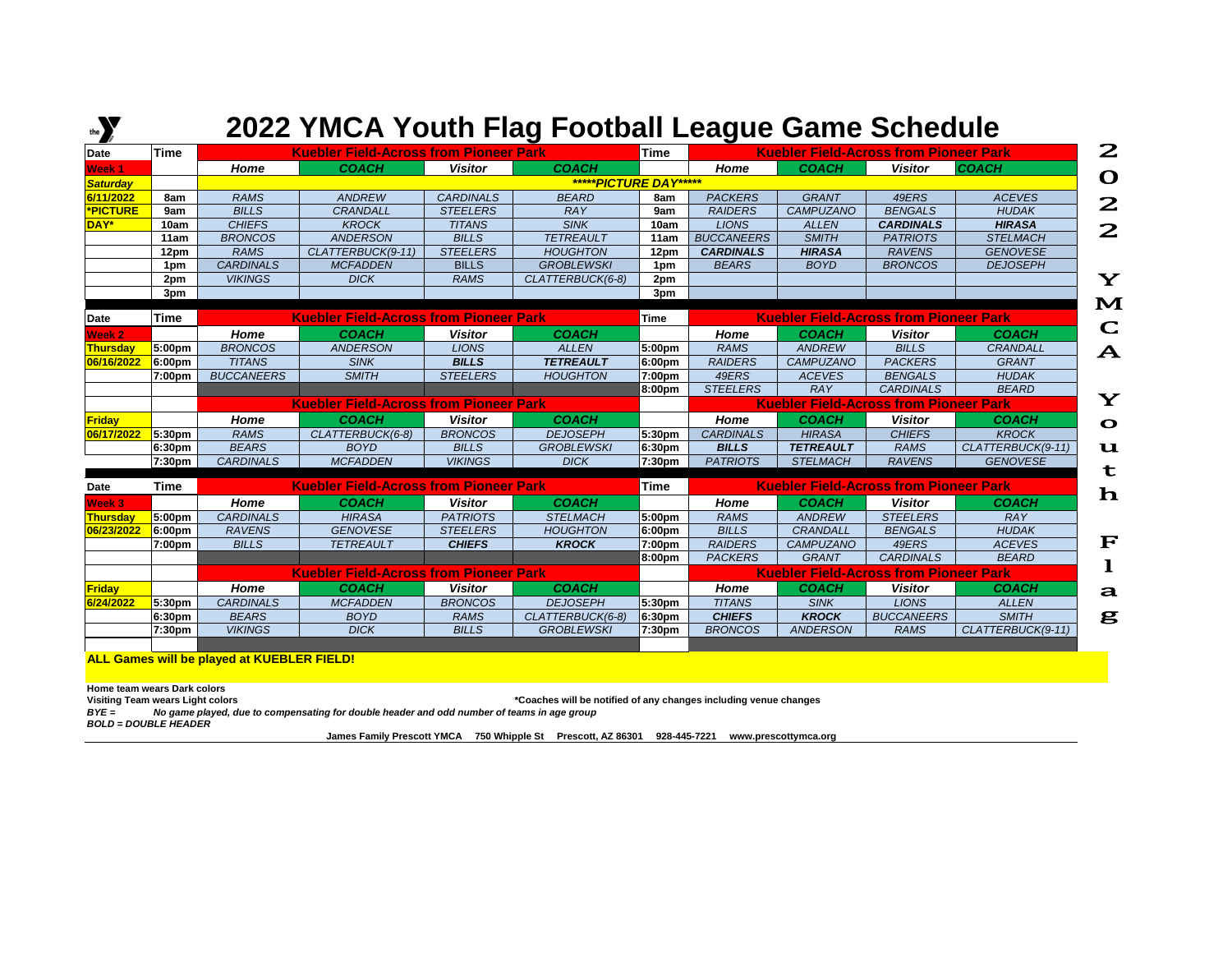# 2022 YMCA Youth Flag Football League Game Schedule

| Date | Time | Kuebler Field-Across from Pioneer Park | | | | Time | Kuebler Field-Across from Pioneer Park | | | |
|---|---|---|---|---|---|---|---|---|---|---|
| Week 1 | | *Home* | *COACH* | *Visitor* | *COACH* | | *Home* | *COACH* | *Visitor* | *COACH* |
| *Saturday* | | *****PICTURE DAY***** | | | | | | | | |
| 6/11/2022 | 8am | RAMS | ANDREW | CARDINALS | BEARD | 8am | PACKERS | GRANT | 49ERS | ACEVES |
| *PICTURE | 9am | BILLS | CRANDALL | STEELERS | RAY | 9am | RAIDERS | CAMPUZANO | BENGALS | HUDAK |
| DAY* | 10am | CHIEFS | KROCK | TITANS | SINK | 10am | LIONS | ALLEN | **CARDINALS** | **HIRASA** |
| | 11am | BRONCOS | ANDERSON | BILLS | TETREAULT | 11am | BUCCANEERS | SMITH | PATRIOTS | STELMACH |
| | 12pm | RAMS | CLATTERBUCK(9-11) | STEELERS | HOUGHTON | 12pm | **CARDINALS** | **HIRASA** | RAVENS | GENOVESE |
| | 1pm | CARDINALS | MCFADDEN | BILLS | GROBLEWSKI | 1pm | BEARS | BOYD | BRONCOS | DEJOSEPH |
| | 2pm | VIKINGS | DICK | RAMS | CLATTERBUCK(6-8) | 2pm | | | | |
| | 3pm | | | | | 3pm | | | | |
| **Date** | **Time** | **Kuebler Field-Across from Pioneer Park** | | | | **Time** | **Kuebler Field-Across from Pioneer Park** | | | |
| Week 2 | | *Home* | *COACH* | *Visitor* | *COACH* | | *Home* | *COACH* | *Visitor* | *COACH* |
| Thursday | 5:00pm | BRONCOS | ANDERSON | LIONS | ALLEN | 5:00pm | RAMS | ANDREW | BILLS | CRANDALL |
| 06/16/2022 | 6:00pm | TITANS | SINK | **BILLS** | **TETREAULT** | 6:00pm | RAIDERS | CAMPUZANO | PACKERS | GRANT |
| | 7:00pm | BUCCANEERS | SMITH | STEELERS | HOUGHTON | 7:00pm | 49ERS | ACEVES | BENGALS | HUDAK |
| | | | | | | 8:00pm | STEELERS | RAY | CARDINALS | BEARD |
| | | **Kuebler Field-Across from Pioneer Park** | | | | | **Kuebler Field-Across from Pioneer Park** | | | |
| Friday | | *Home* | *COACH* | *Visitor* | *COACH* | | *Home* | *COACH* | *Visitor* | *COACH* |
| 06/17/2022 | 5:30pm | RAMS | CLATTERBUCK(6-8) | BRONCOS | DEJOSEPH | 5:30pm | CARDINALS | HIRASA | CHIEFS | KROCK |
| | 6:30pm | BEARS | BOYD | BILLS | GROBLEWSKI | 6:30pm | **BILLS** | **TETREAULT** | RAMS | CLATTERBUCK(9-11) |
| | 7:30pm | CARDINALS | MCFADDEN | VIKINGS | DICK | 7:30pm | PATRIOTS | STELMACH | RAVENS | GENOVESE |
| **Date** | **Time** | **Kuebler Field-Across from Pioneer Park** | | | | **Time** | **Kuebler Field-Across from Pioneer Park** | | | |
| Week 3 | | *Home* | *COACH* | *Visitor* | *COACH* | | *Home* | *COACH* | *Visitor* | *COACH* |
| Thursday | 5:00pm | CARDINALS | HIRASA | PATRIOTS | STELMACH | 5:00pm | RAMS | ANDREW | STEELERS | RAY |
| 06/23/2022 | 6:00pm | RAVENS | GENOVESE | STEELERS | HOUGHTON | 6:00pm | BILLS | CRANDALL | BENGALS | HUDAK |
| | 7:00pm | BILLS | TETREAULT | **CHIEFS** | **KROCK** | 7:00pm | RAIDERS | CAMPUZANO | 49ERS | ACEVES |
| | | | | | | 8:00pm | PACKERS | GRANT | CARDINALS | BEARD |
| | | **Kuebler Field-Across from Pioneer Park** | | | | | **Kuebler Field-Across from Pioneer Park** | | | |
| Friday | | *Home* | *COACH* | *Visitor* | *COACH* | | *Home* | *COACH* | *Visitor* | *COACH* |
| 6/24/2022 | 5:30pm | CARDINALS | MCFADDEN | BRONCOS | DEJOSEPH | 5:30pm | TITANS | SINK | LIONS | ALLEN |
| | 6:30pm | BEARS | BOYD | RAMS | CLATTERBUCK(6-8) | 6:30pm | **CHIEFS** | **KROCK** | BUCCANEERS | SMITH |
| | 7:30pm | VIKINGS | DICK | BILLS | GROBLEWSKI | 7:30pm | BRONCOS | ANDERSON | RAMS | CLATTERBUCK(9-11) |

**ALL Games will be played at KUEBLER FIELD!**

**Home team wears Dark colors**
**Visiting Team wears Light colors**

***Coaches will be notified of any changes including venue changes**

***BYE =*** ***No game played, due to compensating for double header and odd number of teams in age group***
***BOLD = DOUBLE HEADER***

**James Family Prescott YMCA 750 Whipple St Prescott, AZ 86301 928-445-7221 www.prescottymca.org**

2022 YMCA Youth Flag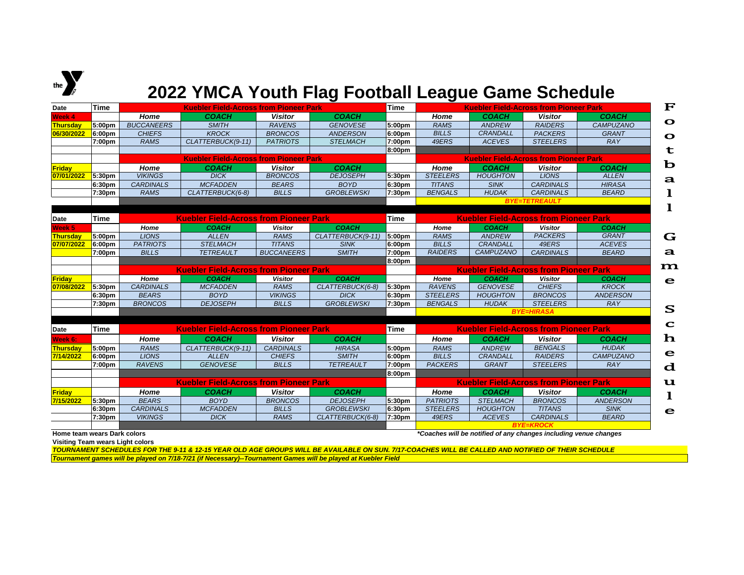# 2022 YMCA Youth Flag Football League Game Schedule

| Date | Time | Kuebler Field-Across from Pioneer Park | | | | Time | Kuebler Field-Across from Pioneer Park | | | |
|---|---|---|---|---|---|---|---|---|---|---|
| Week 4 | | Home | COACH | Visitor | COACH | | Home | COACH | Visitor | COACH |
| Thursday | 5:00pm | BUCCANEERS | SMITH | RAVENS | GENOVESE | 5:00pm | RAMS | ANDREW | RAIDERS | CAMPUZANO |
| 06/30/2022 | 6:00pm | CHIEFS | KROCK | BRONCOS | ANDERSON | 6:00pm | BILLS | CRANDALL | PACKERS | GRANT |
| | 7:00pm | RAMS | CLATTERBUCK(9-11) | PATRIOTS | STELMACH | 7:00pm | 49ERS | ACEVES | STEELERS | RAY |
| | | | | | | 8:00pm | | | | |
| | | Kuebler Field-Across from Pioneer Park | | | | | Kuebler Field-Across from Pioneer Park | | | |
| Friday | | Home | COACH | Visitor | COACH | | Home | COACH | Visitor | COACH |
| 07/01/2022 | 5:30pm | VIKINGS | DICK | BRONCOS | DEJOSEPH | 5:30pm | STEELERS | HOUGHTON | LIONS | ALLEN |
| | 6:30pm | CARDINALS | MCFADDEN | BEARS | BOYD | 6:30pm | TITANS | SINK | CARDINALS | HIRASA |
| | 7:30pm | RAMS | CLATTERBUCK(6-8) | BILLS | GROBLEWSKI | 7:30pm | BENGALS | HUDAK | CARDINALS | BEARD |
| | | | | | | | BYE=TETREAULT | | | |
| Date | Time | Kuebler Field-Across from Pioneer Park | | | | Time | Kuebler Field-Across from Pioneer Park | | | |
| Week 5 | | Home | COACH | Visitor | COACH | | Home | COACH | Visitor | COACH |
| Thursday | 5:00pm | LIONS | ALLEN | RAMS | CLATTERBUCK(9-11) | 5:00pm | RAMS | ANDREW | PACKERS | GRANT |
| 07/07/2022 | 6:00pm | PATRIOTS | STELMACH | TITANS | SINK | 6:00pm | BILLS | CRANDALL | 49ERS | ACEVES |
| | 7:00pm | BILLS | TETREAULT | BUCCANEERS | SMITH | 7:00pm | RAIDERS | CAMPUZANO | CARDINALS | BEARD |
| | | | | | | 8:00pm | | | | |
| | | Kuebler Field-Across from Pioneer Park | | | | | Kuebler Field-Across from Pioneer Park | | | |
| Friday | | Home | COACH | Visitor | COACH | | Home | COACH | Visitor | COACH |
| 07/08/2022 | 5:30pm | CARDINALS | MCFADDEN | RAMS | CLATTERBUCK(6-8) | 5:30pm | RAVENS | GENOVESE | CHIEFS | KROCK |
| | 6:30pm | BEARS | BOYD | VIKINGS | DICK | 6:30pm | STEELERS | HOUGHTON | BRONCOS | ANDERSON |
| | 7:30pm | BRONCOS | DEJOSEPH | BILLS | GROBLEWSKI | 7:30pm | BENGALS | HUDAK | STEELERS | RAY |
| | | | | | | | BYE=HIRASA | | | |
| Date | Time | Kuebler Field-Across from Pioneer Park | | | | Time | Kuebler Field-Across from Pioneer Park | | | |
| Week 6: | | Home | COACH | Visitor | COACH | | Home | COACH | Visitor | COACH |
| Thursday | 5:00pm | RAMS | CLATTERBUCK(9-11) | CARDINALS | HIRASA | 5:00pm | RAMS | ANDREW | BENGALS | HUDAK |
| 7/14/2022 | 6:00pm | LIONS | ALLEN | CHIEFS | SMITH | 6:00pm | BILLS | CRANDALL | RAIDERS | CAMPUZANO |
| | 7:00pm | RAVENS | GENOVESE | BILLS | TETREAULT | 7:00pm | PACKERS | GRANT | STEELERS | RAY |
| | | | | | | 8:00pm | | | | |
| | | Kuebler Field-Across from Pioneer Park | | | | | Kuebler Field-Across from Pioneer Park | | | |
| Friday | | Home | COACH | Visitor | COACH | | Home | COACH | Visitor | COACH |
| 7/15/2022 | 5:30pm | BEARS | BOYD | BRONCOS | DEJOSEPH | 5:30pm | PATRIOTS | STELMACH | BRONCOS | ANDERSON |
| | 6:30pm | CARDINALS | MCFADDEN | BILLS | GROBLEWSKI | 6:30pm | STEELERS | HOUGHTON | TITANS | SINK |
| | 7:30pm | VIKINGS | DICK | RAMS | CLATTERBUCK(6-8) | 7:30pm | 49ERS | ACEVES | CARDINALS | BEARD |
| | | | | | | | BYE=KROCK | | | |

**Home team wears Dark colors**

**Visiting Team wears Light colors**

***Coaches will be notified of any changes including venue changes**

***TOURNAMENT SCHEDULES FOR THE 9-11 & 12-15 YEAR OLD AGE GROUPS WILL BE AVAILABLE ON SUN. 7/17-COACHES WILL BE CALLED AND NOTIFIED OF THEIR SCHEDULE***

***Tournament games will be played on 7/18-7/21 (if Necessary)--Tournament Games will be played at Kuebler Field***

Football Game Schedule